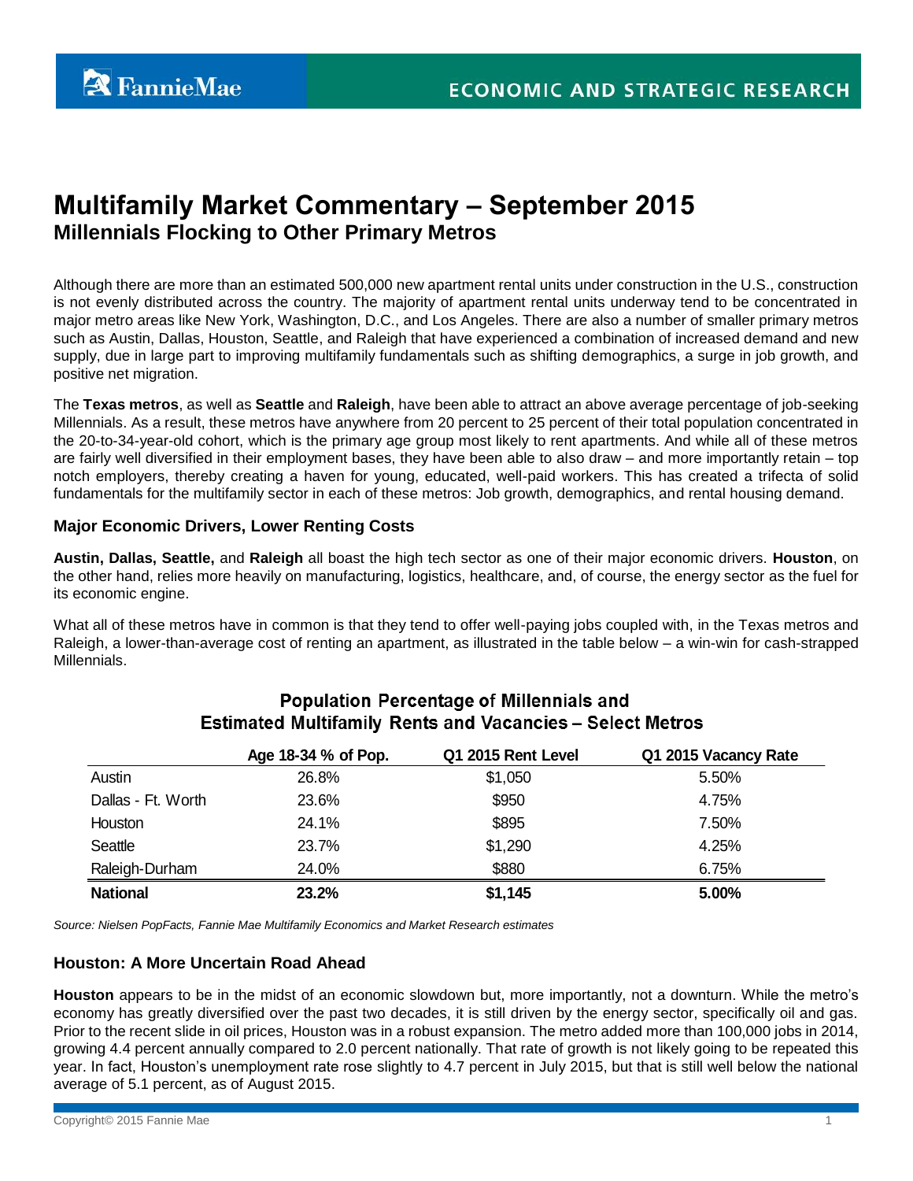# Multifamily Market Commentary – September 2015

## Millennials Flocking to Other Primary Metros

Although there are more than an estimated 500,000 new apartment rental units under construction in the U.S., construction is not evenly distributed across the country. The majority of apartment rental units underway tend to be concentrated in major metro areas like New York, Washington, D.C., and Los Angeles. There are also a number of smaller primary metros such as Austin, Dallas, Houston, Seattle, and Raleigh that have experienced a combination of increased demand and new supply, due in large part to improving multifamily fundamentals such as shifting demographics, a surge in job growth, and positive net migration.

The **Texas metros**, as well as **Seattle** and **Raleigh**, have been able to attract an above average percentage of job-seeking Millennials. As a result, these metros have anywhere from 20 percent to 25 percent of their total population concentrated in the 20-to-34-year-old cohort, which is the primary age group most likely to rent apartments. And while all of these metros are fairly well diversified in their employment bases, they have been able to also draw – and more importantly retain – top notch employers, thereby creating a haven for young, educated, well-paid workers. This has created a trifecta of solid fundamentals for the multifamily sector in each of these metros: Job growth, demographics, and rental housing demand.

### Major Economic Drivers, Lower Renting Costs

**Austin, Dallas, Seattle,** and **Raleigh** all boast the high tech sector as one of their major economic drivers. **Houston**, on the other hand, relies more heavily on manufacturing, logistics, healthcare, and, of course, the energy sector as the fuel for its economic engine.

What all of these metros have in common is that they tend to offer well-paying jobs coupled with, in the Texas metros and Raleigh, a lower-than-average cost of renting an apartment, as illustrated in the table below – a win-win for cash-strapped Millennials.

**Population Percentage of Millennials and Estimated Multifamily Rents and Vacancies – Select Metros**

| | Age 18-34 % of Pop. | Q1 2015 Rent Level | Q1 2015 Vacancy Rate |
|---|---|---|---|
| Austin | 26.8% | $1,050 | 5.50% |
| Dallas - Ft. Worth | 23.6% | $950 | 4.75% |
| Houston | 24.1% | $895 | 7.50% |
| Seattle | 23.7% | $1,290 | 4.25% |
| Raleigh-Durham | 24.0% | $880 | 6.75% |
| **National** | **23.2%** | **$1,145** | **5.00%** |

*Source: Nielsen PopFacts, Fannie Mae Multifamily Economics and Market Research estimates*

### Houston: A More Uncertain Road Ahead

**Houston** appears to be in the midst of an economic slowdown but, more importantly, not a downturn. While the metro's economy has greatly diversified over the past two decades, it is still driven by the energy sector, specifically oil and gas. Prior to the recent slide in oil prices, Houston was in a robust expansion. The metro added more than 100,000 jobs in 2014, growing 4.4 percent annually compared to 2.0 percent nationally. That rate of growth is not likely going to be repeated this year. In fact, Houston's unemployment rate rose slightly to 4.7 percent in July 2015, but that is still well below the national average of 5.1 percent, as of August 2015.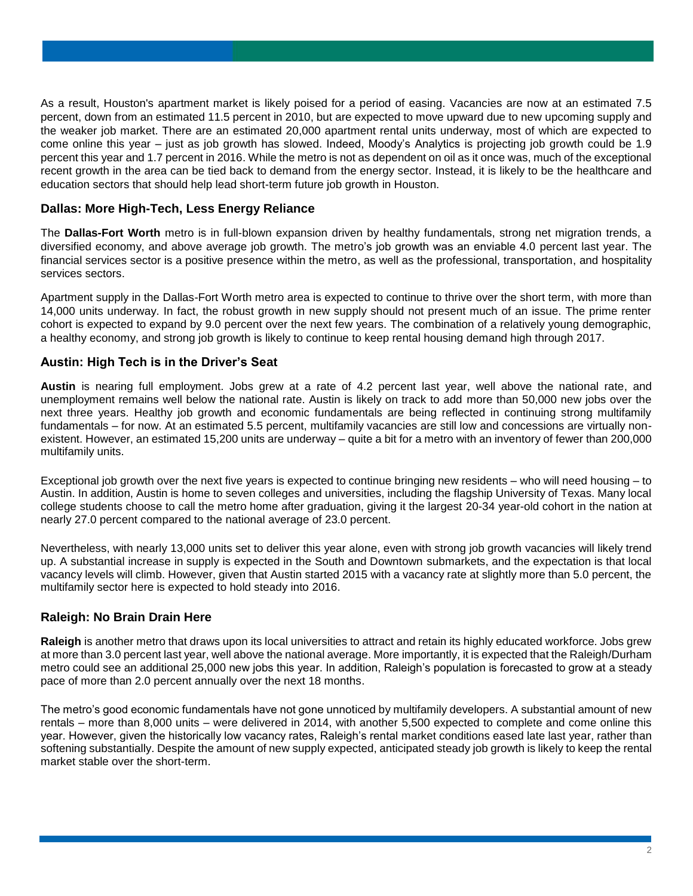As a result, Houston's apartment market is likely poised for a period of easing. Vacancies are now at an estimated 7.5 percent, down from an estimated 11.5 percent in 2010, but are expected to move upward due to new upcoming supply and the weaker job market. There are an estimated 20,000 apartment rental units underway, most of which are expected to come online this year – just as job growth has slowed. Indeed, Moody's Analytics is projecting job growth could be 1.9 percent this year and 1.7 percent in 2016. While the metro is not as dependent on oil as it once was, much of the exceptional recent growth in the area can be tied back to demand from the energy sector. Instead, it is likely to be the healthcare and education sectors that should help lead short-term future job growth in Houston.

### Dallas: More High-Tech, Less Energy Reliance

The **Dallas-Fort Worth** metro is in full-blown expansion driven by healthy fundamentals, strong net migration trends, a diversified economy, and above average job growth. The metro's job growth was an enviable 4.0 percent last year. The financial services sector is a positive presence within the metro, as well as the professional, transportation, and hospitality services sectors.

Apartment supply in the Dallas-Fort Worth metro area is expected to continue to thrive over the short term, with more than 14,000 units underway. In fact, the robust growth in new supply should not present much of an issue. The prime renter cohort is expected to expand by 9.0 percent over the next few years. The combination of a relatively young demographic, a healthy economy, and strong job growth is likely to continue to keep rental housing demand high through 2017.

### Austin: High Tech is in the Driver's Seat

**Austin** is nearing full employment. Jobs grew at a rate of 4.2 percent last year, well above the national rate, and unemployment remains well below the national rate. Austin is likely on track to add more than 50,000 new jobs over the next three years. Healthy job growth and economic fundamentals are being reflected in continuing strong multifamily fundamentals – for now. At an estimated 5.5 percent, multifamily vacancies are still low and concessions are virtually non-existent. However, an estimated 15,200 units are underway – quite a bit for a metro with an inventory of fewer than 200,000 multifamily units.

Exceptional job growth over the next five years is expected to continue bringing new residents – who will need housing – to Austin. In addition, Austin is home to seven colleges and universities, including the flagship University of Texas. Many local college students choose to call the metro home after graduation, giving it the largest 20-34 year-old cohort in the nation at nearly 27.0 percent compared to the national average of 23.0 percent.

Nevertheless, with nearly 13,000 units set to deliver this year alone, even with strong job growth vacancies will likely trend up. A substantial increase in supply is expected in the South and Downtown submarkets, and the expectation is that local vacancy levels will climb. However, given that Austin started 2015 with a vacancy rate at slightly more than 5.0 percent, the multifamily sector here is expected to hold steady into 2016.

### Raleigh: No Brain Drain Here

**Raleigh** is another metro that draws upon its local universities to attract and retain its highly educated workforce. Jobs grew at more than 3.0 percent last year, well above the national average. More importantly, it is expected that the Raleigh/Durham metro could see an additional 25,000 new jobs this year. In addition, Raleigh's population is forecasted to grow at a steady pace of more than 2.0 percent annually over the next 18 months.

The metro's good economic fundamentals have not gone unnoticed by multifamily developers. A substantial amount of new rentals – more than 8,000 units – were delivered in 2014, with another 5,500 expected to complete and come online this year. However, given the historically low vacancy rates, Raleigh's rental market conditions eased late last year, rather than softening substantially. Despite the amount of new supply expected, anticipated steady job growth is likely to keep the rental market stable over the short-term.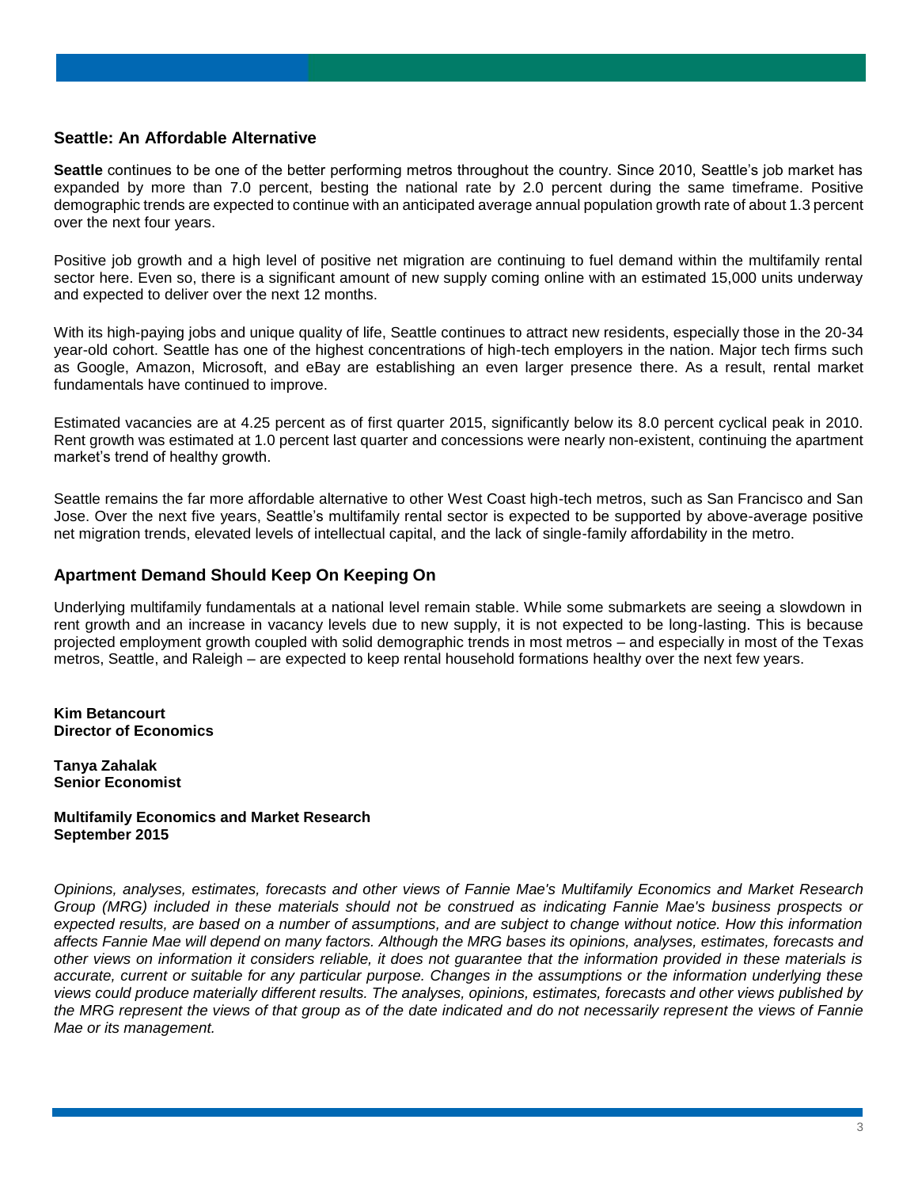## Seattle: An Affordable Alternative

**Seattle** continues to be one of the better performing metros throughout the country. Since 2010, Seattle's job market has expanded by more than 7.0 percent, besting the national rate by 2.0 percent during the same timeframe. Positive demographic trends are expected to continue with an anticipated average annual population growth rate of about 1.3 percent over the next four years.

Positive job growth and a high level of positive net migration are continuing to fuel demand within the multifamily rental sector here. Even so, there is a significant amount of new supply coming online with an estimated 15,000 units underway and expected to deliver over the next 12 months.

With its high-paying jobs and unique quality of life, Seattle continues to attract new residents, especially those in the 20-34 year-old cohort. Seattle has one of the highest concentrations of high-tech employers in the nation. Major tech firms such as Google, Amazon, Microsoft, and eBay are establishing an even larger presence there. As a result, rental market fundamentals have continued to improve.

Estimated vacancies are at 4.25 percent as of first quarter 2015, significantly below its 8.0 percent cyclical peak in 2010. Rent growth was estimated at 1.0 percent last quarter and concessions were nearly non-existent, continuing the apartment market's trend of healthy growth.

Seattle remains the far more affordable alternative to other West Coast high-tech metros, such as San Francisco and San Jose. Over the next five years, Seattle's multifamily rental sector is expected to be supported by above-average positive net migration trends, elevated levels of intellectual capital, and the lack of single-family affordability in the metro.

## Apartment Demand Should Keep On Keeping On

Underlying multifamily fundamentals at a national level remain stable. While some submarkets are seeing a slowdown in rent growth and an increase in vacancy levels due to new supply, it is not expected to be long-lasting. This is because projected employment growth coupled with solid demographic trends in most metros – and especially in most of the Texas metros, Seattle, and Raleigh – are expected to keep rental household formations healthy over the next few years.

**Kim Betancourt**
**Director of Economics**

**Tanya Zahalak**
**Senior Economist**

**Multifamily Economics and Market Research**
**September 2015**

*Opinions, analyses, estimates, forecasts and other views of Fannie Mae's Multifamily Economics and Market Research Group (MRG) included in these materials should not be construed as indicating Fannie Mae's business prospects or expected results, are based on a number of assumptions, and are subject to change without notice. How this information affects Fannie Mae will depend on many factors. Although the MRG bases its opinions, analyses, estimates, forecasts and other views on information it considers reliable, it does not guarantee that the information provided in these materials is accurate, current or suitable for any particular purpose. Changes in the assumptions or the information underlying these views could produce materially different results. The analyses, opinions, estimates, forecasts and other views published by the MRG represent the views of that group as of the date indicated and do not necessarily represent the views of Fannie Mae or its management.*